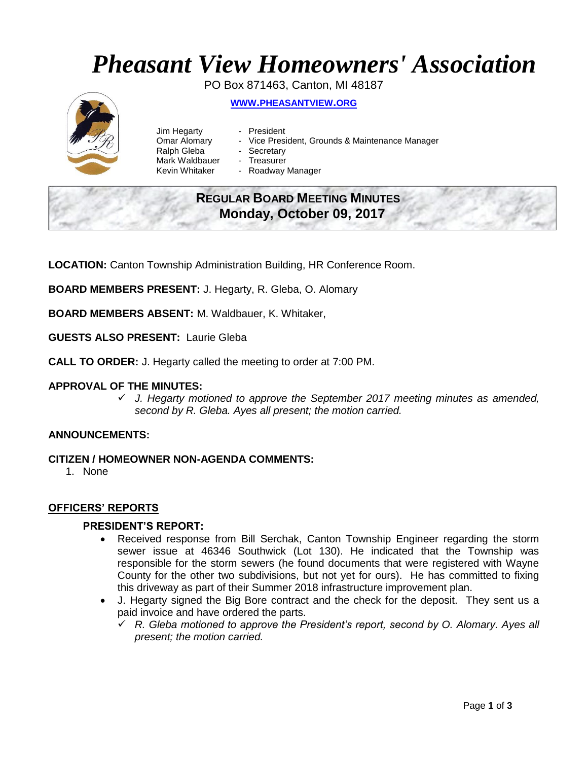# *Pheasant View Homeowners' Association*

PO Box 871463, Canton, MI 48187

**WWW.PHEASANTVIEW.ORG**

Jim Hegarty - President
Omar Alomary - Vice President, Grounds & Maintenance Manager
Ralph Gleba - Secretary
Mark Waldbauer - Treasurer
Kevin Whitaker - Roadway Manager

## REGULAR BOARD MEETING MINUTES
## Monday, October 09, 2017

**LOCATION:** Canton Township Administration Building, HR Conference Room.

**BOARD MEMBERS PRESENT:** J. Hegarty, R. Gleba, O. Alomary

**BOARD MEMBERS ABSENT:** M. Waldbauer, K. Whitaker,

**GUESTS ALSO PRESENT:** Laurie Gleba

**CALL TO ORDER:** J. Hegarty called the meeting to order at 7:00 PM.

**APPROVAL OF THE MINUTES:**

- ✓ *J. Hegarty motioned to approve the September 2017 meeting minutes as amended, second by R. Gleba. Ayes all present; the motion carried.*

**ANNOUNCEMENTS:**

**CITIZEN / HOMEOWNER NON-AGENDA COMMENTS:**

1. None

**OFFICERS' REPORTS**

**PRESIDENT'S REPORT:**

- Received response from Bill Serchak, Canton Township Engineer regarding the storm sewer issue at 46346 Southwick (Lot 130). He indicated that the Township was responsible for the storm sewers (he found documents that were registered with Wayne County for the other two subdivisions, but not yet for ours). He has committed to fixing this driveway as part of their Summer 2018 infrastructure improvement plan.
- J. Hegarty signed the Big Bore contract and the check for the deposit. They sent us a paid invoice and have ordered the parts.
  - ✓ *R. Gleba motioned to approve the President's report, second by O. Alomary. Ayes all present; the motion carried.*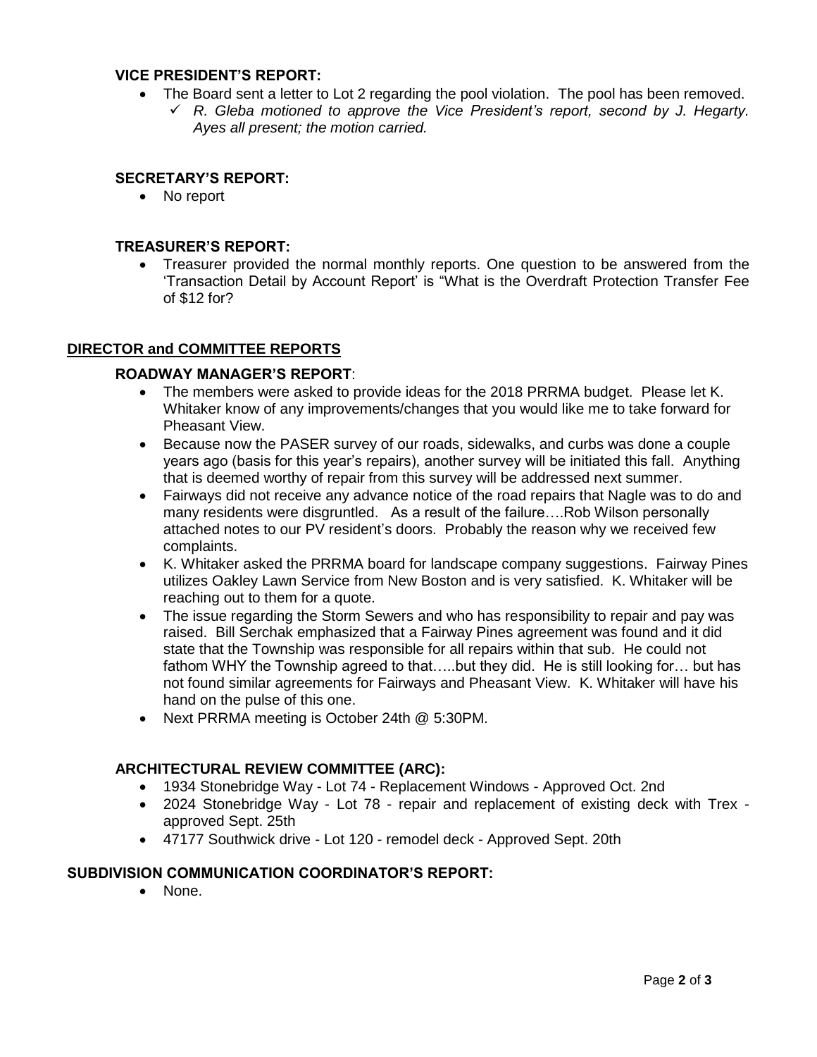### VICE PRESIDENT'S REPORT:

- The Board sent a letter to Lot 2 regarding the pool violation. The pool has been removed.
  - ✓ *R. Gleba motioned to approve the Vice President's report, second by J. Hegarty. Ayes all present; the motion carried.*

### SECRETARY'S REPORT:

- No report

### TREASURER'S REPORT:

- Treasurer provided the normal monthly reports. One question to be answered from the 'Transaction Detail by Account Report' is "What is the Overdraft Protection Transfer Fee of $12 for?

## DIRECTOR and COMMITTEE REPORTS

### ROADWAY MANAGER'S REPORT:

- The members were asked to provide ideas for the 2018 PRRMA budget. Please let K. Whitaker know of any improvements/changes that you would like me to take forward for Pheasant View.
- Because now the PASER survey of our roads, sidewalks, and curbs was done a couple years ago (basis for this year's repairs), another survey will be initiated this fall. Anything that is deemed worthy of repair from this survey will be addressed next summer.
- Fairways did not receive any advance notice of the road repairs that Nagle was to do and many residents were disgruntled. As a result of the failure….Rob Wilson personally attached notes to our PV resident's doors. Probably the reason why we received few complaints.
- K. Whitaker asked the PRRMA board for landscape company suggestions. Fairway Pines utilizes Oakley Lawn Service from New Boston and is very satisfied. K. Whitaker will be reaching out to them for a quote.
- The issue regarding the Storm Sewers and who has responsibility to repair and pay was raised. Bill Serchak emphasized that a Fairway Pines agreement was found and it did state that the Township was responsible for all repairs within that sub. He could not fathom WHY the Township agreed to that…..but they did. He is still looking for… but has not found similar agreements for Fairways and Pheasant View. K. Whitaker will have his hand on the pulse of this one.
- Next PRRMA meeting is October 24th @ 5:30PM.

### ARCHITECTURAL REVIEW COMMITTEE (ARC):

- 1934 Stonebridge Way - Lot 74 - Replacement Windows - Approved Oct. 2nd
- 2024 Stonebridge Way - Lot 78 - repair and replacement of existing deck with Trex - approved Sept. 25th
- 47177 Southwick drive - Lot 120 - remodel deck - Approved Sept. 20th

### SUBDIVISION COMMUNICATION COORDINATOR'S REPORT:

- None.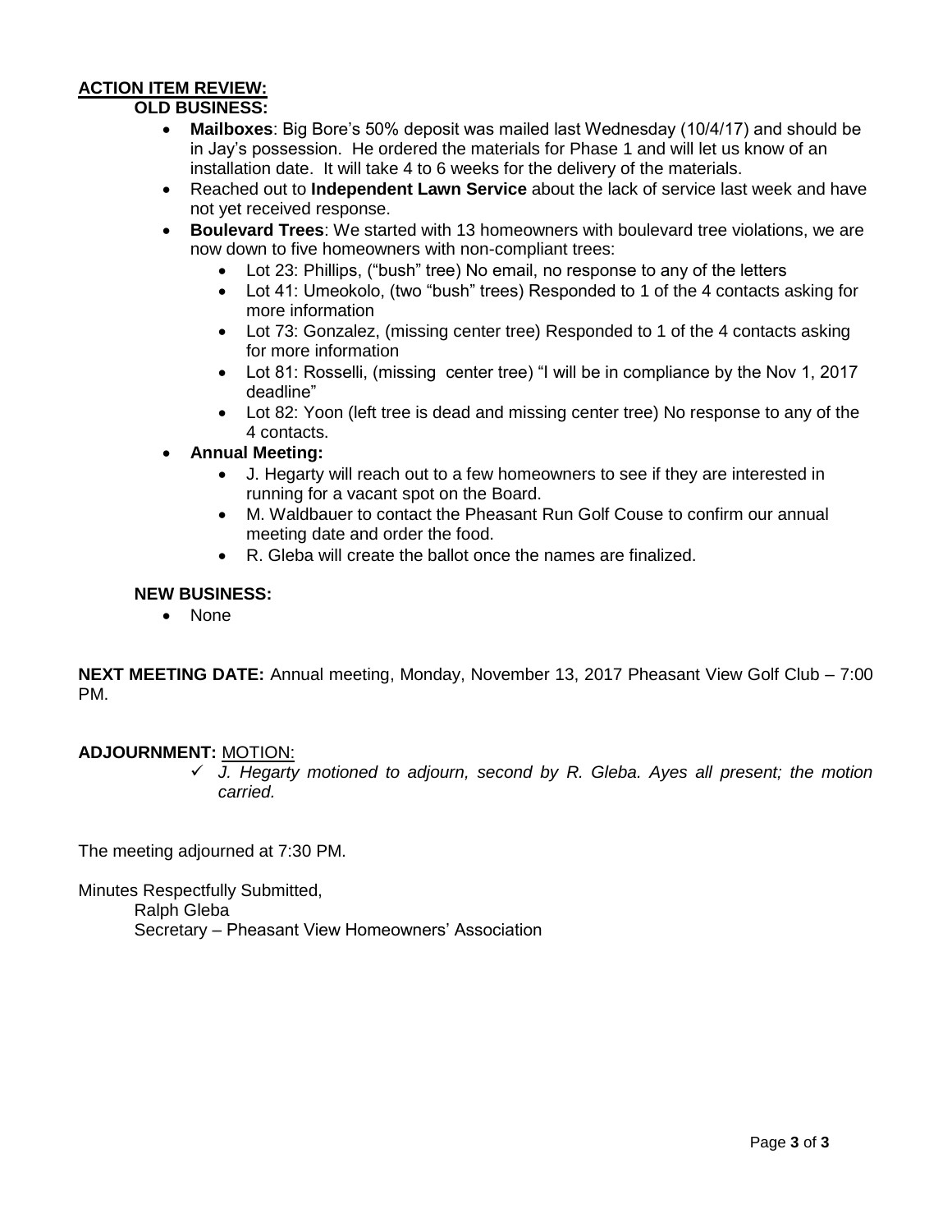**ACTION ITEM REVIEW:**

**OLD BUSINESS:**

- **Mailboxes**: Big Bore's 50% deposit was mailed last Wednesday (10/4/17) and should be in Jay's possession. He ordered the materials for Phase 1 and will let us know of an installation date. It will take 4 to 6 weeks for the delivery of the materials.
- Reached out to **Independent Lawn Service** about the lack of service last week and have not yet received response.
- **Boulevard Trees**: We started with 13 homeowners with boulevard tree violations, we are now down to five homeowners with non-compliant trees:
  - Lot 23: Phillips, ("bush" tree) No email, no response to any of the letters
  - Lot 41: Umeokolo, (two "bush" trees) Responded to 1 of the 4 contacts asking for more information
  - Lot 73: Gonzalez, (missing center tree) Responded to 1 of the 4 contacts asking for more information
  - Lot 81: Rosselli, (missing center tree) "I will be in compliance by the Nov 1, 2017 deadline"
  - Lot 82: Yoon (left tree is dead and missing center tree) No response to any of the 4 contacts.
- **Annual Meeting:**
  - J. Hegarty will reach out to a few homeowners to see if they are interested in running for a vacant spot on the Board.
  - M. Waldbauer to contact the Pheasant Run Golf Couse to confirm our annual meeting date and order the food.
  - R. Gleba will create the ballot once the names are finalized.

**NEW BUSINESS:**

- None

**NEXT MEETING DATE:** Annual meeting, Monday, November 13, 2017 Pheasant View Golf Club – 7:00 PM.

**ADJOURNMENT:** MOTION:

- ✓ *J. Hegarty motioned to adjourn, second by R. Gleba. Ayes all present; the motion carried.*

The meeting adjourned at 7:30 PM.

Minutes Respectfully Submitted,
Ralph Gleba
Secretary – Pheasant View Homeowners' Association